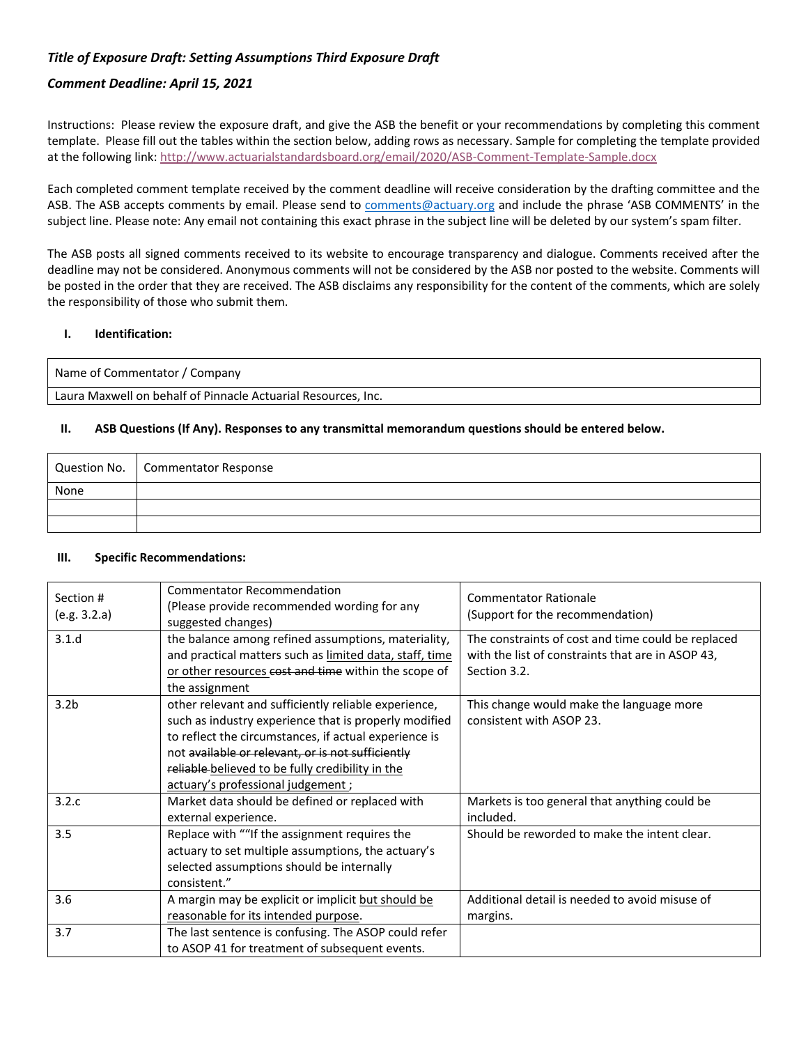***Title of Exposure Draft: Setting Assumptions Third Exposure Draft***

***Comment Deadline: April 15, 2021***

Instructions: Please review the exposure draft, and give the ASB the benefit or your recommendations by completing this comment template. Please fill out the tables within the section below, adding rows as necessary. Sample for completing the template provided at the following link: http://www.actuarialstandardsboard.org/email/2020/ASB-Comment-Template-Sample.docx

Each completed comment template received by the comment deadline will receive consideration by the drafting committee and the ASB. The ASB accepts comments by email. Please send to comments@actuary.org and include the phrase 'ASB COMMENTS' in the subject line. Please note: Any email not containing this exact phrase in the subject line will be deleted by our system's spam filter.

The ASB posts all signed comments received to its website to encourage transparency and dialogue. Comments received after the deadline may not be considered. Anonymous comments will not be considered by the ASB nor posted to the website. Comments will be posted in the order that they are received. The ASB disclaims any responsibility for the content of the comments, which are solely the responsibility of those who submit them.

**I. Identification:**

| Name of Commentator / Company |
|---|
| Laura Maxwell on behalf of Pinnacle Actuarial Resources, Inc. |

**II. ASB Questions (If Any). Responses to any transmittal memorandum questions should be entered below.**

| Question No. | Commentator Response |
|---|---|
| None | |
| | |
| | |

**III. Specific Recommendations:**

| Section # (e.g. 3.2.a) | Commentator Recommendation (Please provide recommended wording for any suggested changes) | Commentator Rationale (Support for the recommendation) |
|---|---|---|
| 3.1.d | the balance among refined assumptions, materiality, and practical matters such as <u>limited data, staff, time or other resources</u> ~~cost and time~~ within the scope of the assignment | The constraints of cost and time could be replaced with the list of constraints that are in ASOP 43, Section 3.2. |
| 3.2b | other relevant and sufficiently reliable experience, such as industry experience that is properly modified to reflect the circumstances, if actual experience is not ~~available or relevant, or is not sufficiently reliable~~ <u>believed to be fully credibility in the actuary's professional judgement</u> ; | This change would make the language more consistent with ASOP 23. |
| 3.2.c | Market data should be defined or replaced with external experience. | Markets is too general that anything could be included. |
| 3.5 | Replace with ""If the assignment requires the actuary to set multiple assumptions, the actuary's selected assumptions should be internally consistent." | Should be reworded to make the intent clear. |
| 3.6 | A margin may be explicit or implicit <u>but should be reasonable for its intended purpose</u>. | Additional detail is needed to avoid misuse of margins. |
| 3.7 | The last sentence is confusing. The ASOP could refer to ASOP 41 for treatment of subsequent events. | |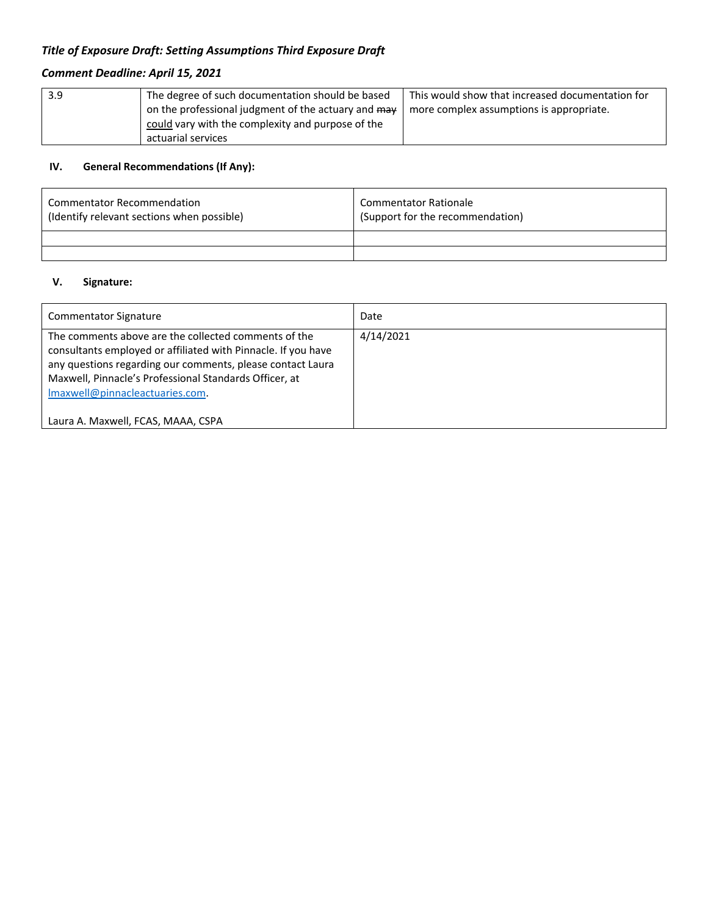***Title of Exposure Draft: Setting Assumptions Third Exposure Draft***

***Comment Deadline: April 15, 2021***

| | | |
|---|---|---|
| 3.9 | The degree of such documentation should be based on the professional judgment of the actuary and ~~may~~ <u>could</u> vary with the complexity and purpose of the actuarial services | This would show that increased documentation for more complex assumptions is appropriate. |

## IV. General Recommendations (If Any):

| Commentator Recommendation (Identify relevant sections when possible) | Commentator Rationale (Support for the recommendation) |
|---|---|
| | |
| | |

## V. Signature:

| Commentator Signature | Date |
|---|---|
| The comments above are the collected comments of the consultants employed or affiliated with Pinnacle. If you have any questions regarding our comments, please contact Laura Maxwell, Pinnacle's Professional Standards Officer, at lmaxwell@pinnacleactuaries.com.<br><br>Laura A. Maxwell, FCAS, MAAA, CSPA | 4/14/2021 |